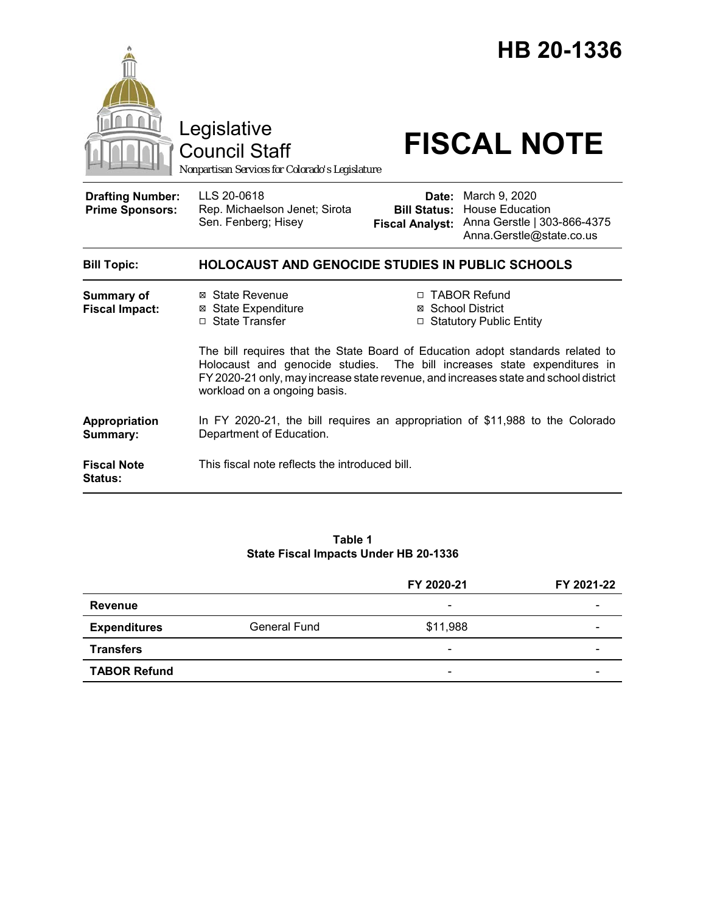# HB 20-1336

Legislative Council Staff

Nonpartisan Services for Colorado's Legislature

# FISCAL NOTE

| | | | |
|---|---|---|---|
| **Drafting Number:** | LLS 20-0618 | **Date:** | March 9, 2020 |
| **Prime Sponsors:** | Rep. Michaelson Jenet; Sirota<br>Sen. Fenberg; Hisey | **Bill Status:** | House Education |
| | | **Fiscal Analyst:** | Anna Gerstle \| 303-866-4375<br>Anna.Gerstle@state.co.us |

**Bill Topic:** **HOLOCAUST AND GENOCIDE STUDIES IN PUBLIC SCHOOLS**

**Summary of Fiscal Impact:**

- ☒ State Revenue
- ☒ State Expenditure
- ☐ State Transfer
- ☐ TABOR Refund
- ☒ School District
- ☐ Statutory Public Entity

The bill requires that the State Board of Education adopt standards related to Holocaust and genocide studies. The bill increases state expenditures in FY 2020-21 only, may increase state revenue, and increases state and school district workload on a ongoing basis.

**Appropriation Summary:** In FY 2020-21, the bill requires an appropriation of $11,988 to the Colorado Department of Education.

**Fiscal Note Status:** This fiscal note reflects the introduced bill.

**Table 1**
**State Fiscal Impacts Under HB 20-1336**

| | | FY 2020-21 | FY 2021-22 |
|---|---|---|---|
| **Revenue** | | - | - |
| **Expenditures** | General Fund | $11,988 | - |
| **Transfers** | | - | - |
| **TABOR Refund** | | - | - |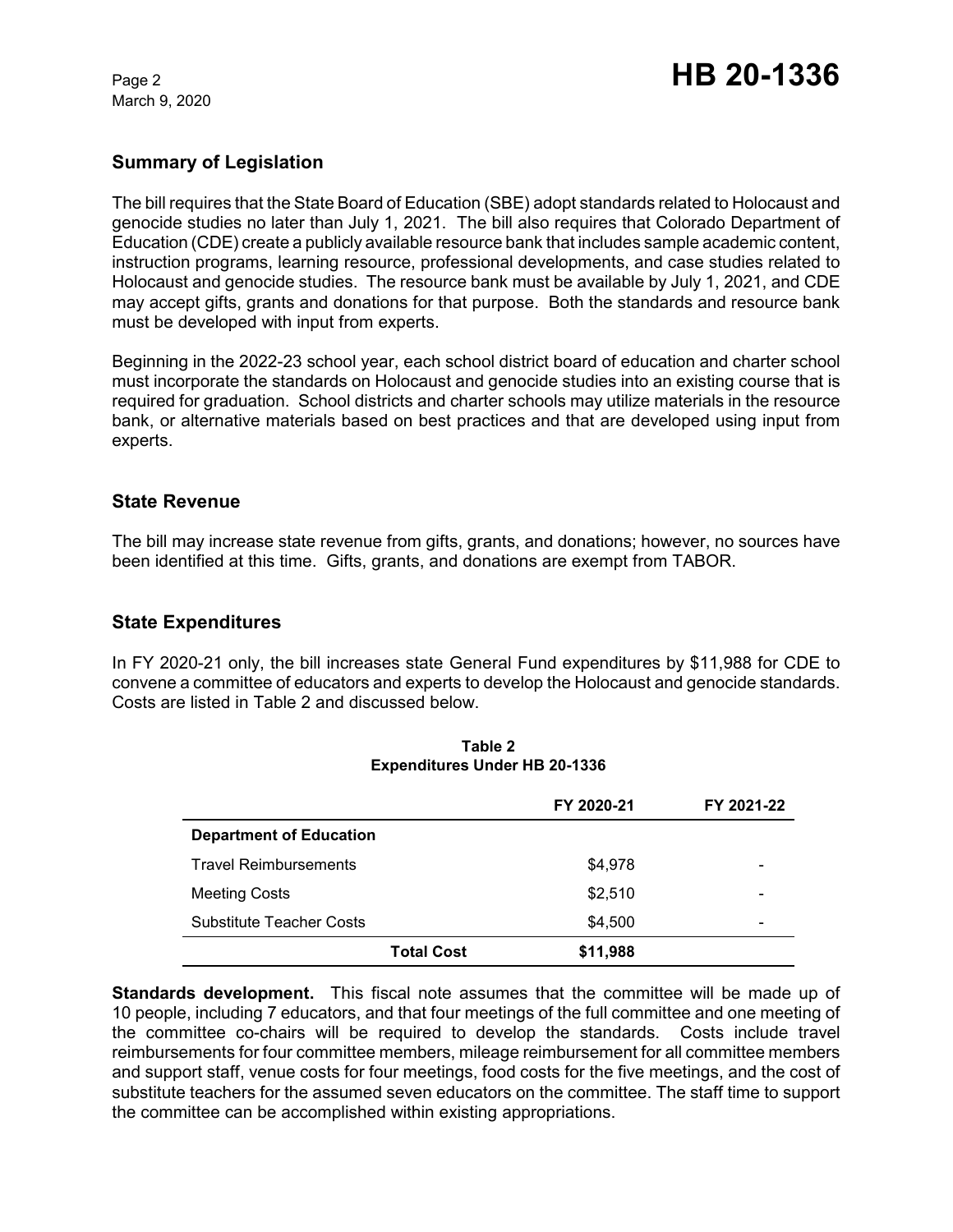## Summary of Legislation

The bill requires that the State Board of Education (SBE) adopt standards related to Holocaust and genocide studies no later than July 1, 2021. The bill also requires that Colorado Department of Education (CDE) create a publicly available resource bank that includes sample academic content, instruction programs, learning resource, professional developments, and case studies related to Holocaust and genocide studies. The resource bank must be available by July 1, 2021, and CDE may accept gifts, grants and donations for that purpose. Both the standards and resource bank must be developed with input from experts.

Beginning in the 2022-23 school year, each school district board of education and charter school must incorporate the standards on Holocaust and genocide studies into an existing course that is required for graduation. School districts and charter schools may utilize materials in the resource bank, or alternative materials based on best practices and that are developed using input from experts.

## State Revenue

The bill may increase state revenue from gifts, grants, and donations; however, no sources have been identified at this time. Gifts, grants, and donations are exempt from TABOR.

## State Expenditures

In FY 2020-21 only, the bill increases state General Fund expenditures by $11,988 for CDE to convene a committee of educators and experts to develop the Holocaust and genocide standards. Costs are listed in Table 2 and discussed below.

**Table 2**
**Expenditures Under HB 20-1336**

| | FY 2020-21 | FY 2021-22 |
|---|---|---|
| **Department of Education** | | |
| Travel Reimbursements | $4,978 | - |
| Meeting Costs | $2,510 | - |
| Substitute Teacher Costs | $4,500 | - |
| **Total Cost** | **$11,988** | |

**Standards development.** This fiscal note assumes that the committee will be made up of 10 people, including 7 educators, and that four meetings of the full committee and one meeting of the committee co-chairs will be required to develop the standards. Costs include travel reimbursements for four committee members, mileage reimbursement for all committee members and support staff, venue costs for four meetings, food costs for the five meetings, and the cost of substitute teachers for the assumed seven educators on the committee. The staff time to support the committee can be accomplished within existing appropriations.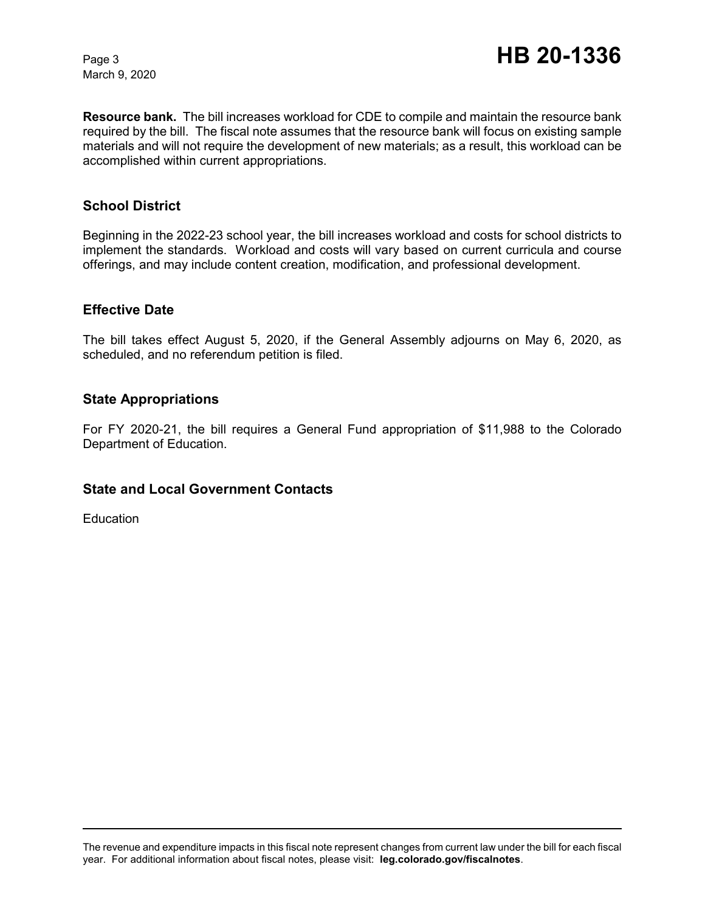**Resource bank.** The bill increases workload for CDE to compile and maintain the resource bank required by the bill. The fiscal note assumes that the resource bank will focus on existing sample materials and will not require the development of new materials; as a result, this workload can be accomplished within current appropriations.

## School District

Beginning in the 2022-23 school year, the bill increases workload and costs for school districts to implement the standards. Workload and costs will vary based on current curricula and course offerings, and may include content creation, modification, and professional development.

## Effective Date

The bill takes effect August 5, 2020, if the General Assembly adjourns on May 6, 2020, as scheduled, and no referendum petition is filed.

## State Appropriations

For FY 2020-21, the bill requires a General Fund appropriation of $11,988 to the Colorado Department of Education.

## State and Local Government Contacts

Education

The revenue and expenditure impacts in this fiscal note represent changes from current law under the bill for each fiscal year. For additional information about fiscal notes, please visit: **leg.colorado.gov/fiscalnotes**.